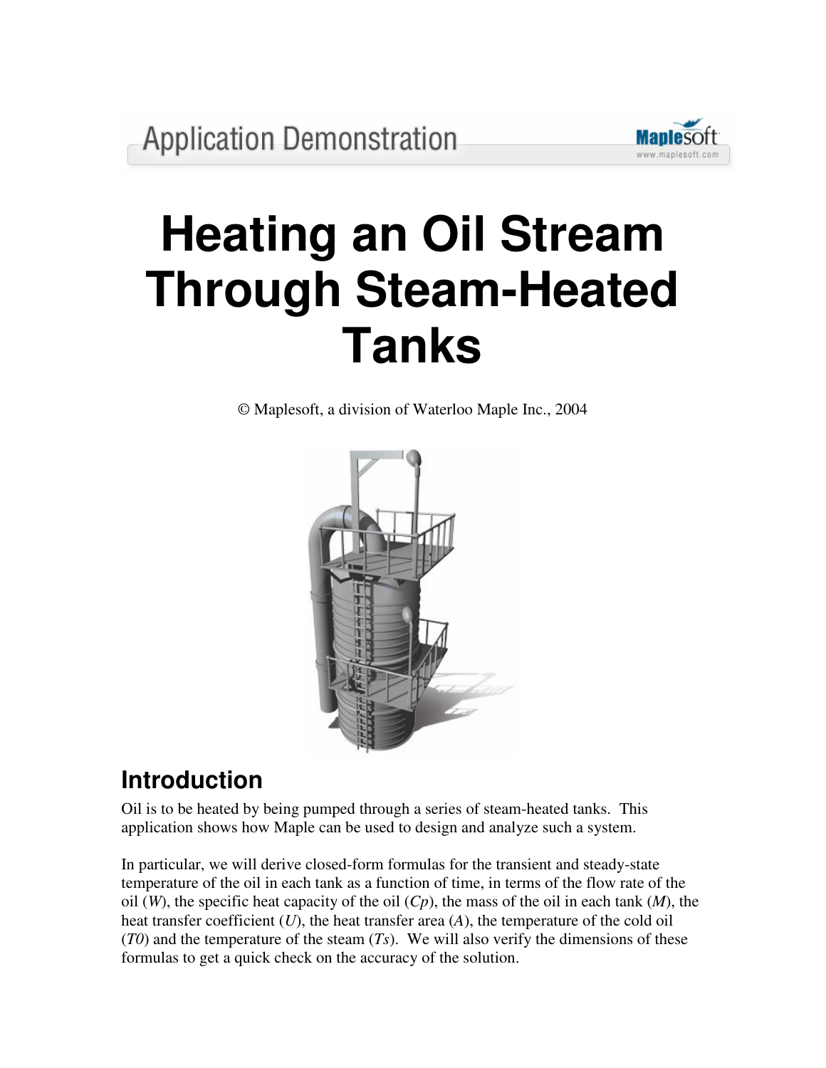Application Demonstration

# Heating an Oil Stream Through Steam-Heated Tanks

© Maplesoft, a division of Waterloo Maple Inc., 2004

## Introduction

Oil is to be heated by being pumped through a series of steam-heated tanks. This application shows how Maple can be used to design and analyze such a system.

In particular, we will derive closed-form formulas for the transient and steady-state temperature of the oil in each tank as a function of time, in terms of the flow rate of the oil (*W*), the specific heat capacity of the oil (*Cp*), the mass of the oil in each tank (*M*), the heat transfer coefficient (*U*), the heat transfer area (*A*), the temperature of the cold oil (*T0*) and the temperature of the steam (*Ts*). We will also verify the dimensions of these formulas to get a quick check on the accuracy of the solution.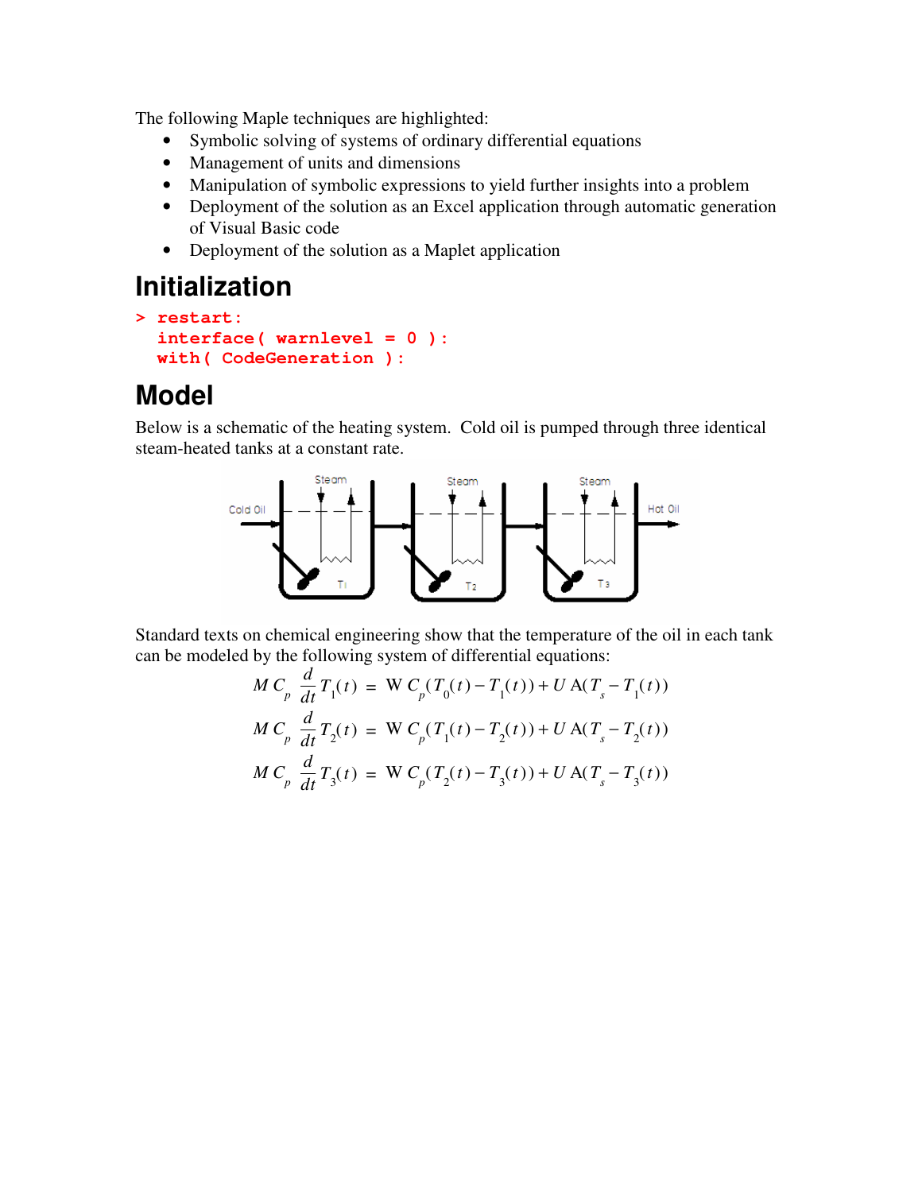The following Maple techniques are highlighted:

- Symbolic solving of systems of ordinary differential equations
- Management of units and dimensions
- Manipulation of symbolic expressions to yield further insights into a problem
- Deployment of the solution as an Excel application through automatic generation of Visual Basic code
- Deployment of the solution as a Maplet application

# Initialization

```
> restart:
  interface( warnlevel = 0 ):
  with( CodeGeneration ):
```

# Model

Below is a schematic of the heating system. Cold oil is pumped through three identical steam-heated tanks at a constant rate.

Standard texts on chemical engineering show that the temperature of the oil in each tank can be modeled by the following system of differential equations:

$$M\, C_p \frac{d}{dt} T_1(t) = \mathrm{W}\, C_p (T_0(t) - T_1(t)) + U\, \mathrm{A}(T_s - T_1(t))$$

$$M\, C_p \frac{d}{dt} T_2(t) = \mathrm{W}\, C_p (T_1(t) - T_2(t)) + U\, \mathrm{A}(T_s - T_2(t))$$

$$M\, C_p \frac{d}{dt} T_3(t) = \mathrm{W}\, C_p (T_2(t) - T_3(t)) + U\, \mathrm{A}(T_s - T_3(t))$$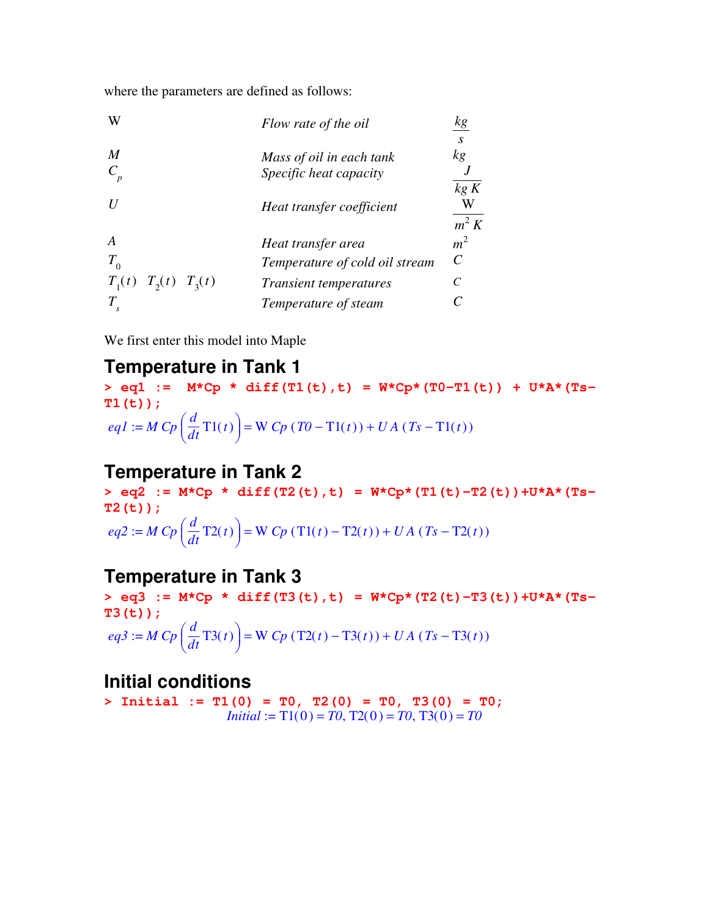where the parameters are defined as follows:

| | | |
|---|---|---|
| W | *Flow rate of the oil* | $\frac{kg}{s}$ |
| $M$ | *Mass of oil in each tank* | $kg$ |
| $C_p$ | *Specific heat capacity* | $\frac{J}{kg\,K}$ |
| $U$ | *Heat transfer coefficient* | $\frac{\mathrm{W}}{m^2\,K}$ |
| $A$ | *Heat transfer area* | $m^2$ |
| $T_0$ | *Temperature of cold oil stream* | $C$ |
| $T_1(t)$ $T_2(t)$ $T_3(t)$ | *Transient temperatures* | $C$ |
| $T_s$ | *Temperature of steam* | $C$ |

We first enter this model into Maple

## Temperature in Tank 1

```
> eq1 :=  M*Cp * diff(T1(t),t) = W*Cp*(T0-T1(t)) + U*A*(Ts-T1(t));
```

$$eq1 := M\,Cp\left(\frac{d}{dt}\mathrm{T1}(t)\right) = \mathrm{W}\,Cp\,(T0 - \mathrm{T1}(t)) + U\,A\,(Ts - \mathrm{T1}(t))$$

## Temperature in Tank 2

```
> eq2 := M*Cp * diff(T2(t),t) = W*Cp*(T1(t)-T2(t))+U*A*(Ts-T2(t));
```

$$eq2 := M\,Cp\left(\frac{d}{dt}\mathrm{T2}(t)\right) = \mathrm{W}\,Cp\,(\mathrm{T1}(t) - \mathrm{T2}(t)) + U\,A\,(Ts - \mathrm{T2}(t))$$

## Temperature in Tank 3

```
> eq3 := M*Cp * diff(T3(t),t) = W*Cp*(T2(t)-T3(t))+U*A*(Ts-T3(t));
```

$$eq3 := M\,Cp\left(\frac{d}{dt}\mathrm{T3}(t)\right) = \mathrm{W}\,Cp\,(\mathrm{T2}(t) - \mathrm{T3}(t)) + U\,A\,(Ts - \mathrm{T3}(t))$$

## Initial conditions

```
> Initial := T1(0) = T0, T2(0) = T0, T3(0) = T0;
```

$$Initial := \mathrm{T1}(0) = T0,\ \mathrm{T2}(0) = T0,\ \mathrm{T3}(0) = T0$$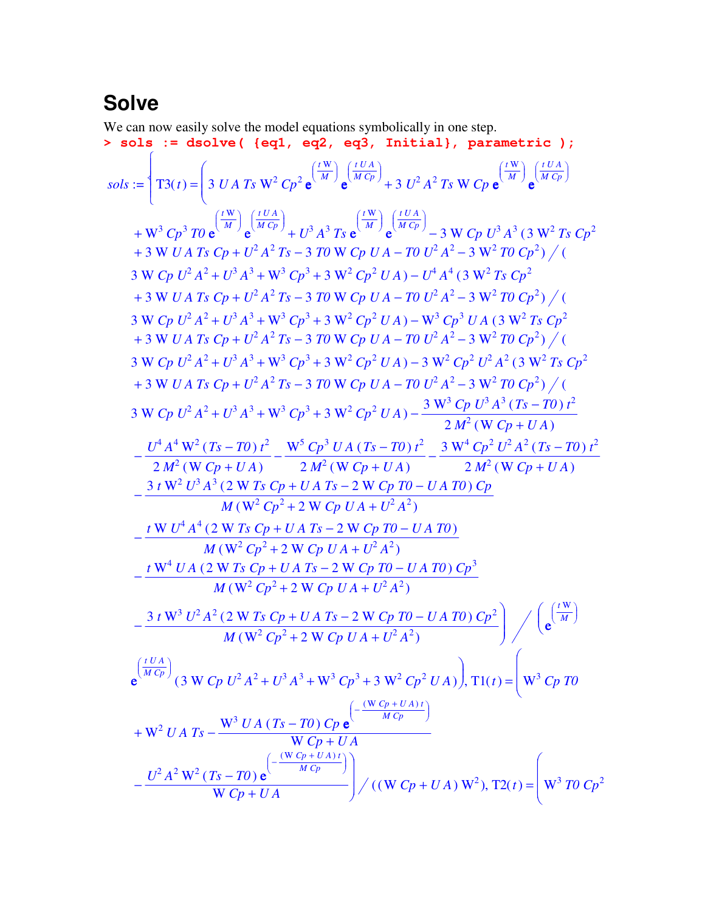## Solve

We can now easily solve the model equations symbolically in one step.

```
> sols := dsolve( {eq1, eq2, eq3, Initial}, parametric );
```

$$
\begin{aligned}
sols := \Bigg\{ \mathrm{T3}(t) = \Bigg( & 3\,U\,A\,Ts\,\mathrm{W}^2\,Cp^2\,\mathrm{e}^{\left(\frac{t\,\mathrm{W}}{M}\right)}\,\mathrm{e}^{\left(\frac{t\,U\,A}{M\,Cp}\right)} + 3\,U^2\,A^2\,Ts\,\mathrm{W}\,Cp\,\mathrm{e}^{\left(\frac{t\,\mathrm{W}}{M}\right)}\,\mathrm{e}^{\left(\frac{t\,U\,A}{M\,Cp}\right)} \\
& + \mathrm{W}^3\,Cp^3\,T0\,\mathrm{e}^{\left(\frac{t\,\mathrm{W}}{M}\right)}\,\mathrm{e}^{\left(\frac{t\,U\,A}{M\,Cp}\right)} + U^3\,A^3\,Ts\,\mathrm{e}^{\left(\frac{t\,\mathrm{W}}{M}\right)}\,\mathrm{e}^{\left(\frac{t\,U\,A}{M\,Cp}\right)} - 3\,\mathrm{W}\,Cp\,U^3\,A^3\,(3\,\mathrm{W}^2\,Ts\,Cp^2 \\
& + 3\,\mathrm{W}\,U\,A\,Ts\,Cp + U^2\,A^2\,Ts - 3\,T0\,\mathrm{W}\,Cp\,U\,A - T0\,U^2\,A^2 - 3\,\mathrm{W}^2\,T0\,Cp^2) \,\big/\, ( \\
& 3\,\mathrm{W}\,Cp\,U^2\,A^2 + U^3\,A^3 + \mathrm{W}^3\,Cp^3 + 3\,\mathrm{W}^2\,Cp^2\,U\,A) - U^4\,A^4\,(3\,\mathrm{W}^2\,Ts\,Cp^2 \\
& + 3\,\mathrm{W}\,U\,A\,Ts\,Cp + U^2\,A^2\,Ts - 3\,T0\,\mathrm{W}\,Cp\,U\,A - T0\,U^2\,A^2 - 3\,\mathrm{W}^2\,T0\,Cp^2) \,\big/\, ( \\
& 3\,\mathrm{W}\,Cp\,U^2\,A^2 + U^3\,A^3 + \mathrm{W}^3\,Cp^3 + 3\,\mathrm{W}^2\,Cp^2\,U\,A) - \mathrm{W}^3\,Cp^3\,U\,A\,(3\,\mathrm{W}^2\,Ts\,Cp^2 \\
& + 3\,\mathrm{W}\,U\,A\,Ts\,Cp + U^2\,A^2\,Ts - 3\,T0\,\mathrm{W}\,Cp\,U\,A - T0\,U^2\,A^2 - 3\,\mathrm{W}^2\,T0\,Cp^2) \,\big/\, ( \\
& 3\,\mathrm{W}\,Cp\,U^2\,A^2 + U^3\,A^3 + \mathrm{W}^3\,Cp^3 + 3\,\mathrm{W}^2\,Cp^2\,U\,A) - 3\,\mathrm{W}^2\,Cp^2\,U^2\,A^2\,(3\,\mathrm{W}^2\,Ts\,Cp^2 \\
& + 3\,\mathrm{W}\,U\,A\,Ts\,Cp + U^2\,A^2\,Ts - 3\,T0\,\mathrm{W}\,Cp\,U\,A - T0\,U^2\,A^2 - 3\,\mathrm{W}^2\,T0\,Cp^2) \,\big/\, ( \\
& 3\,\mathrm{W}\,Cp\,U^2\,A^2 + U^3\,A^3 + \mathrm{W}^3\,Cp^3 + 3\,\mathrm{W}^2\,Cp^2\,U\,A) - \frac{3\,\mathrm{W}^3\,Cp\,U^3\,A^3\,(Ts - T0)\,t^2}{2\,M^2\,(\mathrm{W}\,Cp + U\,A)} \\
& - \frac{U^4\,A^4\,\mathrm{W}^2\,(Ts - T0)\,t^2}{2\,M^2\,(\mathrm{W}\,Cp + U\,A)} - \frac{\mathrm{W}^5\,Cp^3\,U\,A\,(Ts - T0)\,t^2}{2\,M^2\,(\mathrm{W}\,Cp + U\,A)} - \frac{3\,\mathrm{W}^4\,Cp^2\,U^2\,A^2\,(Ts - T0)\,t^2}{2\,M^2\,(\mathrm{W}\,Cp + U\,A)} \\
& - \frac{3\,t\,\mathrm{W}^2\,U^3\,A^3\,(2\,\mathrm{W}\,Ts\,Cp + U\,A\,Ts - 2\,\mathrm{W}\,Cp\,T0 - U\,A\,T0)\,Cp}{M\,(\mathrm{W}^2\,Cp^2 + 2\,\mathrm{W}\,Cp\,U\,A + U^2\,A^2)} \\
& - \frac{t\,\mathrm{W}\,U^4\,A^4\,(2\,\mathrm{W}\,Ts\,Cp + U\,A\,Ts - 2\,\mathrm{W}\,Cp\,T0 - U\,A\,T0)}{M\,(\mathrm{W}^2\,Cp^2 + 2\,\mathrm{W}\,Cp\,U\,A + U^2\,A^2)} \\
& - \frac{t\,\mathrm{W}^4\,U\,A\,(2\,\mathrm{W}\,Ts\,Cp + U\,A\,Ts - 2\,\mathrm{W}\,Cp\,T0 - U\,A\,T0)\,Cp^3}{M\,(\mathrm{W}^2\,Cp^2 + 2\,\mathrm{W}\,Cp\,U\,A + U^2\,A^2)} \\
& - \frac{3\,t\,\mathrm{W}^3\,U^2\,A^2\,(2\,\mathrm{W}\,Ts\,Cp + U\,A\,Ts - 2\,\mathrm{W}\,Cp\,T0 - U\,A\,T0)\,Cp^2}{M\,(\mathrm{W}^2\,Cp^2 + 2\,\mathrm{W}\,Cp\,U\,A + U^2\,A^2)} \Bigg) \Bigg/ \Bigg( \mathrm{e}^{\left(\frac{t\,\mathrm{W}}{M}\right)} \\
& \mathrm{e}^{\left(\frac{t\,U\,A}{M\,Cp}\right)}\,(3\,\mathrm{W}\,Cp\,U^2\,A^2 + U^3\,A^3 + \mathrm{W}^3\,Cp^3 + 3\,\mathrm{W}^2\,Cp^2\,U\,A) \Bigg),\ \mathrm{T1}(t) = \Bigg( \mathrm{W}^3\,Cp\,T0 \\
& + \mathrm{W}^2\,U\,A\,Ts - \frac{\mathrm{W}^3\,U\,A\,(Ts - T0)\,Cp\,\mathrm{e}^{\left(-\frac{(\mathrm{W}\,Cp + U\,A)\,t}{M\,Cp}\right)}}{\mathrm{W}\,Cp + U\,A} \\
& - \frac{U^2\,A^2\,\mathrm{W}^2\,(Ts - T0)\,\mathrm{e}^{\left(-\frac{(\mathrm{W}\,Cp + U\,A)\,t}{M\,Cp}\right)}}{\mathrm{W}\,Cp + U\,A} \Bigg) \Big/ ((\mathrm{W}\,Cp + U\,A)\,\mathrm{W}^2),\ \mathrm{T2}(t) = \Bigg( \mathrm{W}^3\,T0\,Cp^2
\end{aligned}
$$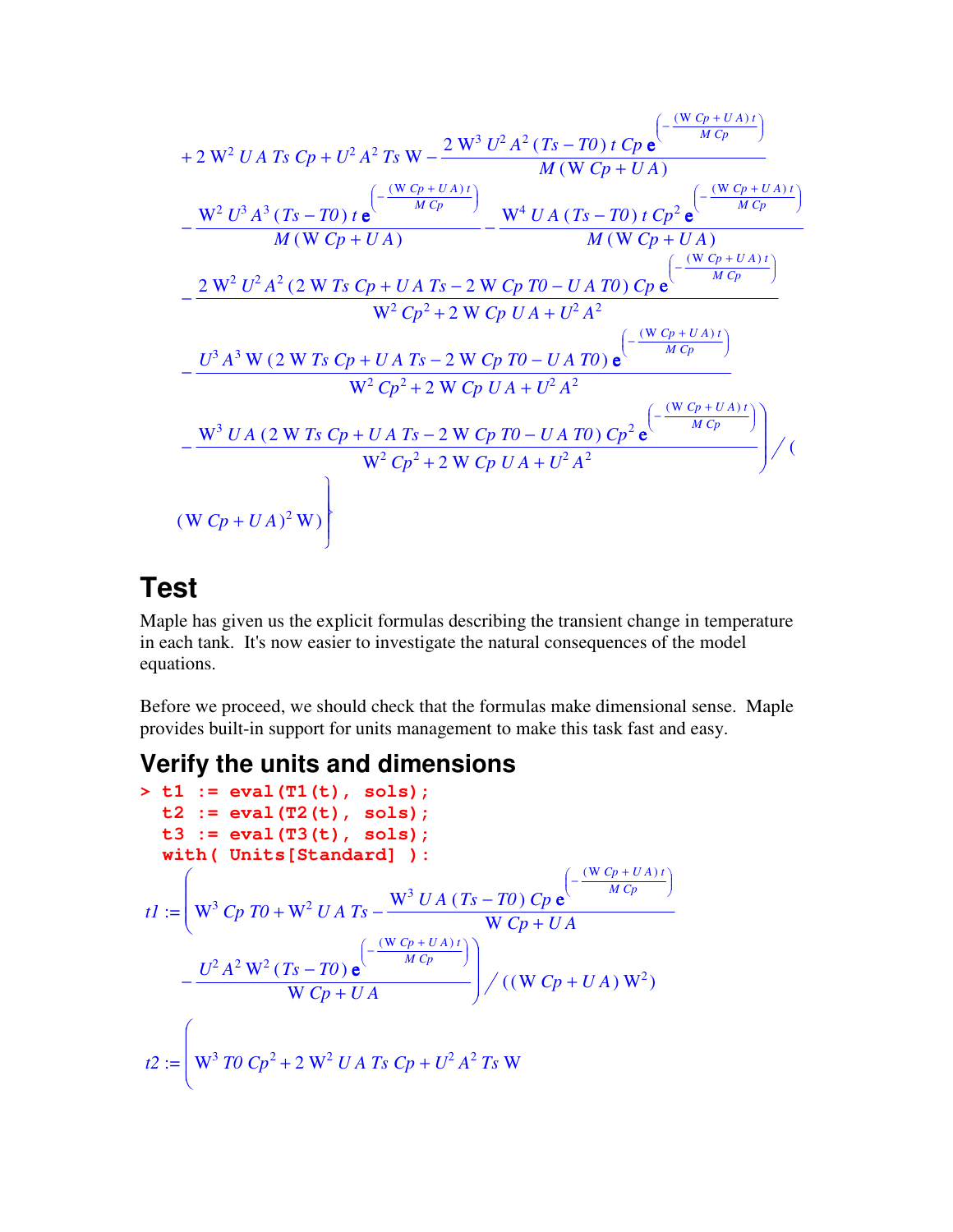$$+ 2\, \mathrm{W}^2\, U\, A\, Ts\, Cp + U^2\, A^2\, Ts\, \mathrm{W} - \frac{2\, \mathrm{W}^3\, U^2\, A^2\, (Ts - T0)\, t\, Cp\, \mathrm{e}^{\left(-\frac{(\mathrm{W}\, Cp + U\, A)\, t}{M\, Cp}\right)}}{M\, (\mathrm{W}\, Cp + U\, A)}$$

$$- \frac{\mathrm{W}^2\, U^3\, A^3\, (Ts - T0)\, t\, \mathrm{e}^{\left(-\frac{(\mathrm{W}\, Cp + U\, A)\, t}{M\, Cp}\right)}}{M\, (\mathrm{W}\, Cp + U\, A)} - \frac{\mathrm{W}^4\, U\, A\, (Ts - T0)\, t\, Cp^2\, \mathrm{e}^{\left(-\frac{(\mathrm{W}\, Cp + U\, A)\, t}{M\, Cp}\right)}}{M\, (\mathrm{W}\, Cp + U\, A)}$$

$$- \frac{2\, \mathrm{W}^2\, U^2\, A^2\, (2\, \mathrm{W}\, Ts\, Cp + U\, A\, Ts - 2\, \mathrm{W}\, Cp\, T0 - U\, A\, T0)\, Cp\, \mathrm{e}^{\left(-\frac{(\mathrm{W}\, Cp + U\, A)\, t}{M\, Cp}\right)}}{\mathrm{W}^2\, Cp^2 + 2\, \mathrm{W}\, Cp\, U\, A + U^2\, A^2}$$

$$- \frac{U^3\, A^3\, \mathrm{W}\, (2\, \mathrm{W}\, Ts\, Cp + U\, A\, Ts - 2\, \mathrm{W}\, Cp\, T0 - U\, A\, T0)\, \mathrm{e}^{\left(-\frac{(\mathrm{W}\, Cp + U\, A)\, t}{M\, Cp}\right)}}{\mathrm{W}^2\, Cp^2 + 2\, \mathrm{W}\, Cp\, U\, A + U^2\, A^2}$$

$$- \frac{\mathrm{W}^3\, U\, A\, (2\, \mathrm{W}\, Ts\, Cp + U\, A\, Ts - 2\, \mathrm{W}\, Cp\, T0 - U\, A\, T0)\, Cp^2\, \mathrm{e}^{\left(-\frac{(\mathrm{W}\, Cp + U\, A)\, t}{M\, Cp}\right)}}{\mathrm{W}^2\, Cp^2 + 2\, \mathrm{W}\, Cp\, U\, A + U^2\, A^2} \Bigg) \Big/ \Big( (\mathrm{W}\, Cp + U\, A)^2\, \mathrm{W} \Big)$$

## Test

Maple has given us the explicit formulas describing the transient change in temperature in each tank. It's now easier to investigate the natural consequences of the model equations.

Before we proceed, we should check that the formulas make dimensional sense. Maple provides built-in support for units management to make this task fast and easy.

## Verify the units and dimensions

```
> t1 := eval(T1(t), sols);
  t2 := eval(T2(t), sols);
  t3 := eval(T3(t), sols);
  with( Units[Standard] ):
```

$$t1 := \left( \mathrm{W}^3\, Cp\, T0 + \mathrm{W}^2\, U\, A\, Ts - \frac{\mathrm{W}^3\, U\, A\, (Ts - T0)\, Cp\, \mathrm{e}^{\left(-\frac{(\mathrm{W}\, Cp + U\, A)\, t}{M\, Cp}\right)}}{\mathrm{W}\, Cp + U\, A} - \frac{U^2\, A^2\, \mathrm{W}^2\, (Ts - T0)\, \mathrm{e}^{\left(-\frac{(\mathrm{W}\, Cp + U\, A)\, t}{M\, Cp}\right)}}{\mathrm{W}\, Cp + U\, A} \right) \Big/ \Big( (\mathrm{W}\, Cp + U\, A)\, \mathrm{W}^2 \Big)$$

$$t2 := \Big( \mathrm{W}^3\, T0\, Cp^2 + 2\, \mathrm{W}^2\, U\, A\, Ts\, Cp + U^2\, A^2\, Ts\, \mathrm{W}$$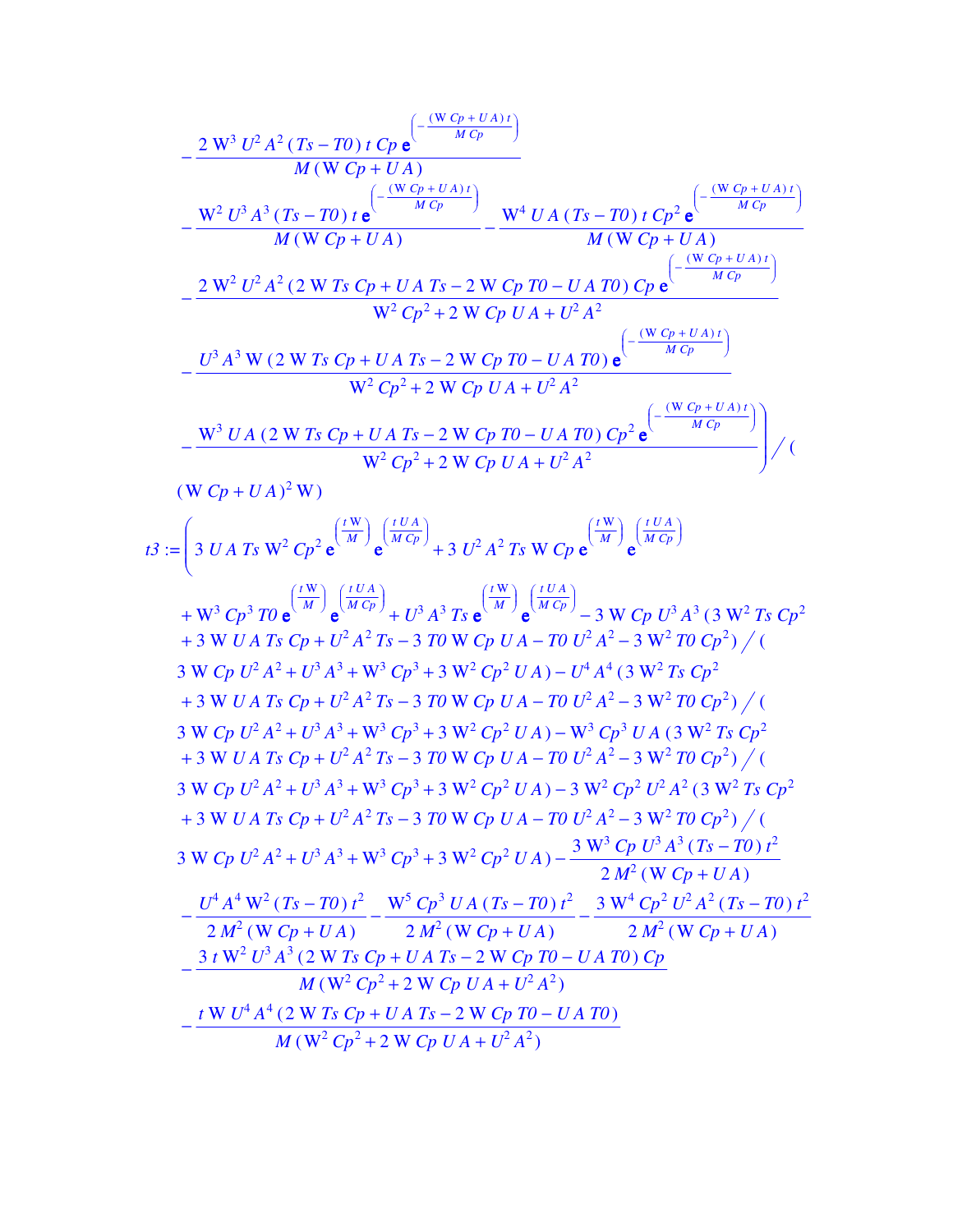$$
- \frac{2\, W^3\, U^2\, A^2\, (Ts - T0)\, t\, Cp\, \mathrm{e}^{\left(-\frac{(W\, Cp + U\, A)\, t}{M\, Cp}\right)}}{M\, (W\, Cp + U\, A)}
$$

$$
- \frac{W^2\, U^3\, A^3\, (Ts - T0)\, t\, \mathrm{e}^{\left(-\frac{(W\, Cp + U\, A)\, t}{M\, Cp}\right)}}{M\, (W\, Cp + U\, A)} - \frac{W^4\, U\, A\, (Ts - T0)\, t\, Cp^2\, \mathrm{e}^{\left(-\frac{(W\, Cp + U\, A)\, t}{M\, Cp}\right)}}{M\, (W\, Cp + U\, A)}
$$

$$
- \frac{2\, W^2\, U^2\, A^2\, (2\, W\, Ts\, Cp + U\, A\, Ts - 2\, W\, Cp\, T0 - U\, A\, T0)\, Cp\, \mathrm{e}^{\left(-\frac{(W\, Cp + U\, A)\, t}{M\, Cp}\right)}}{W^2\, Cp^2 + 2\, W\, Cp\, U\, A + U^2\, A^2}
$$

$$
- \frac{U^3\, A^3\, W\, (2\, W\, Ts\, Cp + U\, A\, Ts - 2\, W\, Cp\, T0 - U\, A\, T0)\, \mathrm{e}^{\left(-\frac{(W\, Cp + U\, A)\, t}{M\, Cp}\right)}}{W^2\, Cp^2 + 2\, W\, Cp\, U\, A + U^2\, A^2}
$$

$$
- \left. \frac{W^3\, U\, A\, (2\, W\, Ts\, Cp + U\, A\, Ts - 2\, W\, Cp\, T0 - U\, A\, T0)\, Cp^2\, \mathrm{e}^{\left(-\frac{(W\, Cp + U\, A)\, t}{M\, Cp}\right)}}{W^2\, Cp^2 + 2\, W\, Cp\, U\, A + U^2\, A^2} \right) \Big/ \left( (W\, Cp + U\, A)^2\, W \right)
$$

$$
t3 := \Bigg( 3\, U\, A\, Ts\, W^2\, Cp^2\, \mathrm{e}^{\left(\frac{t\, W}{M}\right)}\, \mathrm{e}^{\left(\frac{t\, U\, A}{M\, Cp}\right)} + 3\, U^2\, A^2\, Ts\, W\, Cp\, \mathrm{e}^{\left(\frac{t\, W}{M}\right)}\, \mathrm{e}^{\left(\frac{t\, U\, A}{M\, Cp}\right)}
$$

$$
+ W^3\, Cp^3\, T0\, \mathrm{e}^{\left(\frac{t\, W}{M}\right)}\, \mathrm{e}^{\left(\frac{t\, U\, A}{M\, Cp}\right)} + U^3\, A^3\, Ts\, \mathrm{e}^{\left(\frac{t\, W}{M}\right)}\, \mathrm{e}^{\left(\frac{t\, U\, A}{M\, Cp}\right)} - 3\, W\, Cp\, U^3\, A^3\, (3\, W^2\, Ts\, Cp^2
$$

$$
+ 3\, W\, U\, A\, Ts\, Cp + U^2\, A^2\, Ts - 3\, T0\, W\, Cp\, U\, A - T0\, U^2\, A^2 - 3\, W^2\, T0\, Cp^2) \big/ (
$$

$$
3\, W\, Cp\, U^2\, A^2 + U^3\, A^3 + W^3\, Cp^3 + 3\, W^2\, Cp^2\, U\, A) - U^4\, A^4\, (3\, W^2\, Ts\, Cp^2
$$

$$
+ 3\, W\, U\, A\, Ts\, Cp + U^2\, A^2\, Ts - 3\, T0\, W\, Cp\, U\, A - T0\, U^2\, A^2 - 3\, W^2\, T0\, Cp^2) \big/ (
$$

$$
3\, W\, Cp\, U^2\, A^2 + U^3\, A^3 + W^3\, Cp^3 + 3\, W^2\, Cp^2\, U\, A) - W^3\, Cp^3\, U\, A\, (3\, W^2\, Ts\, Cp^2
$$

$$
+ 3\, W\, U\, A\, Ts\, Cp + U^2\, A^2\, Ts - 3\, T0\, W\, Cp\, U\, A - T0\, U^2\, A^2 - 3\, W^2\, T0\, Cp^2) \big/ (
$$

$$
3\, W\, Cp\, U^2\, A^2 + U^3\, A^3 + W^3\, Cp^3 + 3\, W^2\, Cp^2\, U\, A) - 3\, W^2\, Cp^2\, U^2\, A^2\, (3\, W^2\, Ts\, Cp^2
$$

$$
+ 3\, W\, U\, A\, Ts\, Cp + U^2\, A^2\, Ts - 3\, T0\, W\, Cp\, U\, A - T0\, U^2\, A^2 - 3\, W^2\, T0\, Cp^2) \big/ (
$$

$$
3\, W\, Cp\, U^2\, A^2 + U^3\, A^3 + W^3\, Cp^3 + 3\, W^2\, Cp^2\, U\, A) - \frac{3\, W^3\, Cp\, U^3\, A^3\, (Ts - T0)\, t^2}{2\, M^2\, (W\, Cp + U\, A)}
$$

$$
- \frac{U^4\, A^4\, W^2\, (Ts - T0)\, t^2}{2\, M^2\, (W\, Cp + U\, A)} - \frac{W^5\, Cp^3\, U\, A\, (Ts - T0)\, t^2}{2\, M^2\, (W\, Cp + U\, A)} - \frac{3\, W^4\, Cp^2\, U^2\, A^2\, (Ts - T0)\, t^2}{2\, M^2\, (W\, Cp + U\, A)}
$$

$$
- \frac{3\, t\, W^2\, U^3\, A^3\, (2\, W\, Ts\, Cp + U\, A\, Ts - 2\, W\, Cp\, T0 - U\, A\, T0)\, Cp}{M\, (W^2\, Cp^2 + 2\, W\, Cp\, U\, A + U^2\, A^2)}
$$

$$
- \frac{t\, W\, U^4\, A^4\, (2\, W\, Ts\, Cp + U\, A\, Ts - 2\, W\, Cp\, T0 - U\, A\, T0)}{M\, (W^2\, Cp^2 + 2\, W\, Cp\, U\, A + U^2\, A^2)}
$$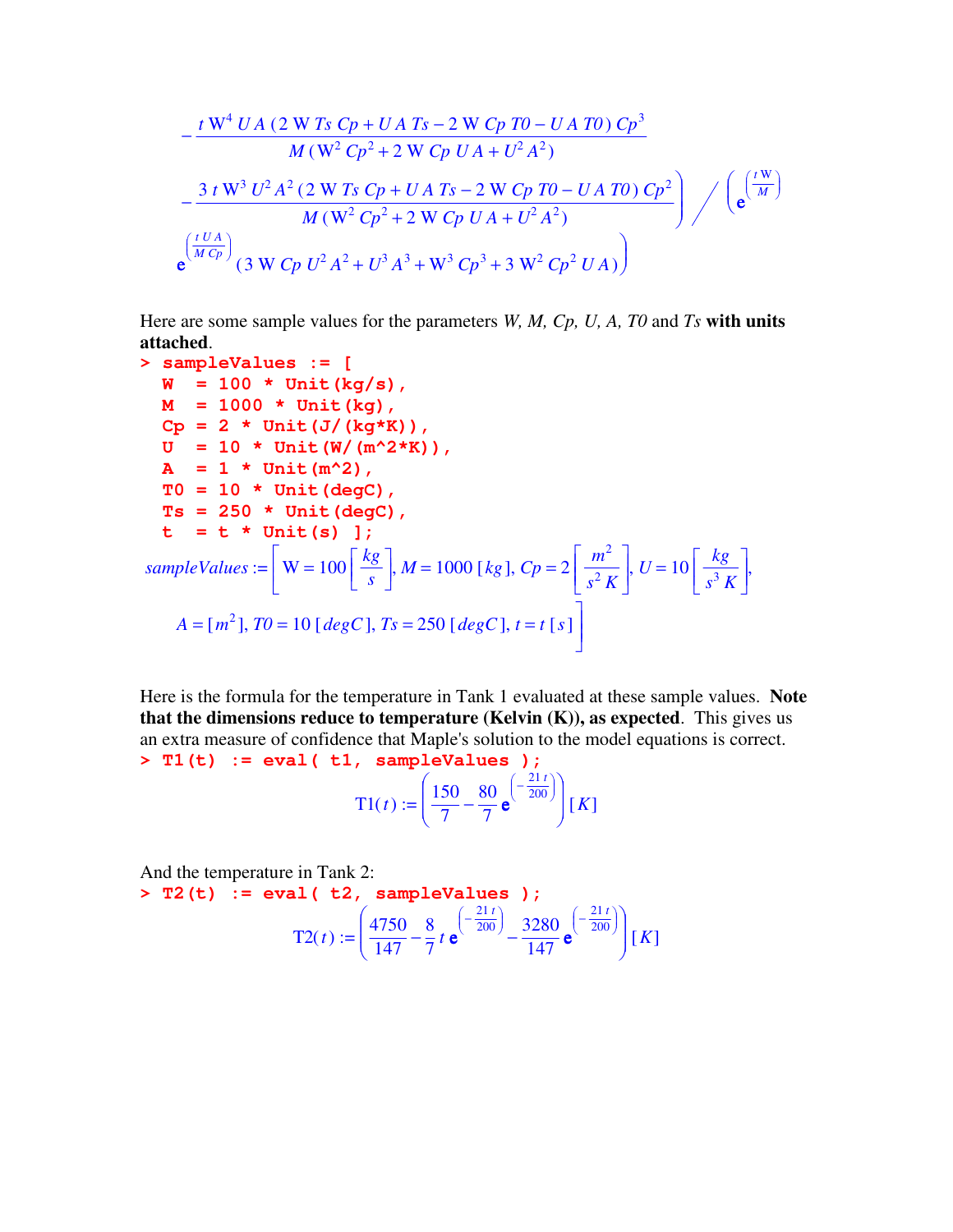$$
- \frac{t\, W^4\, U\, A\, (2\, W\, Ts\, Cp + U\, A\, Ts - 2\, W\, Cp\, T0 - U\, A\, T0)\, Cp^3}{M\, (W^2\, Cp^2 + 2\, W\, Cp\, U\, A + U^2\, A^2)}
$$

$$
\left. - \frac{3\, t\, W^3\, U^2\, A^2\, (2\, W\, Ts\, Cp + U\, A\, Ts - 2\, W\, Cp\, T0 - U\, A\, T0)\, Cp^2}{M\, (W^2\, Cp^2 + 2\, W\, Cp\, U\, A + U^2\, A^2)} \right) \Bigg/ \left( e^{\left(\frac{t\, W}{M}\right)} \right.
$$

$$
\left. e^{\left(\frac{t\, U\, A}{M\, Cp}\right)}\, (3\, W\, Cp\, U^2\, A^2 + U^3\, A^3 + W^3\, Cp^3 + 3\, W^2\, Cp^2\, U\, A) \right)
$$

Here are some sample values for the parameters *W, M, Cp, U, A, T0* and *Ts* **with units attached**.

```
> sampleValues := [
  W  = 100 * Unit(kg/s),
  M  = 1000 * Unit(kg),
  Cp = 2 * Unit(J/(kg*K)),
  U  = 10 * Unit(W/(m^2*K)),
  A  = 1 * Unit(m^2),
  T0 = 10 * Unit(degC),
  Ts = 250 * Unit(degC),
  t  = t * Unit(s) ];
```

$$
sampleValues := \left[ W = 100 \left[\frac{kg}{s}\right],\, M = 1000\, [kg],\, Cp = 2 \left[\frac{m^2}{s^2\, K}\right],\, U = 10 \left[\frac{kg}{s^3\, K}\right], \right.
$$

$$
\left. A = [m^2],\, T0 = 10\, [degC],\, Ts = 250\, [degC],\, t = t\, [s] \right]
$$

Here is the formula for the temperature in Tank 1 evaluated at these sample values. **Note that the dimensions reduce to temperature (Kelvin (K)), as expected**. This gives us an extra measure of confidence that Maple's solution to the model equations is correct.

```
> T1(t) := eval( t1, sampleValues );
```

$$
\mathrm{T1}(t) := \left( \frac{150}{7} - \frac{80}{7}\, e^{\left(-\frac{21\, t}{200}\right)} \right) [K]
$$

And the temperature in Tank 2:

```
> T2(t) := eval( t2, sampleValues );
```

$$
\mathrm{T2}(t) := \left( \frac{4750}{147} - \frac{8}{7}\, t\, e^{\left(-\frac{21\, t}{200}\right)} - \frac{3280}{147}\, e^{\left(-\frac{21\, t}{200}\right)} \right) [K]
$$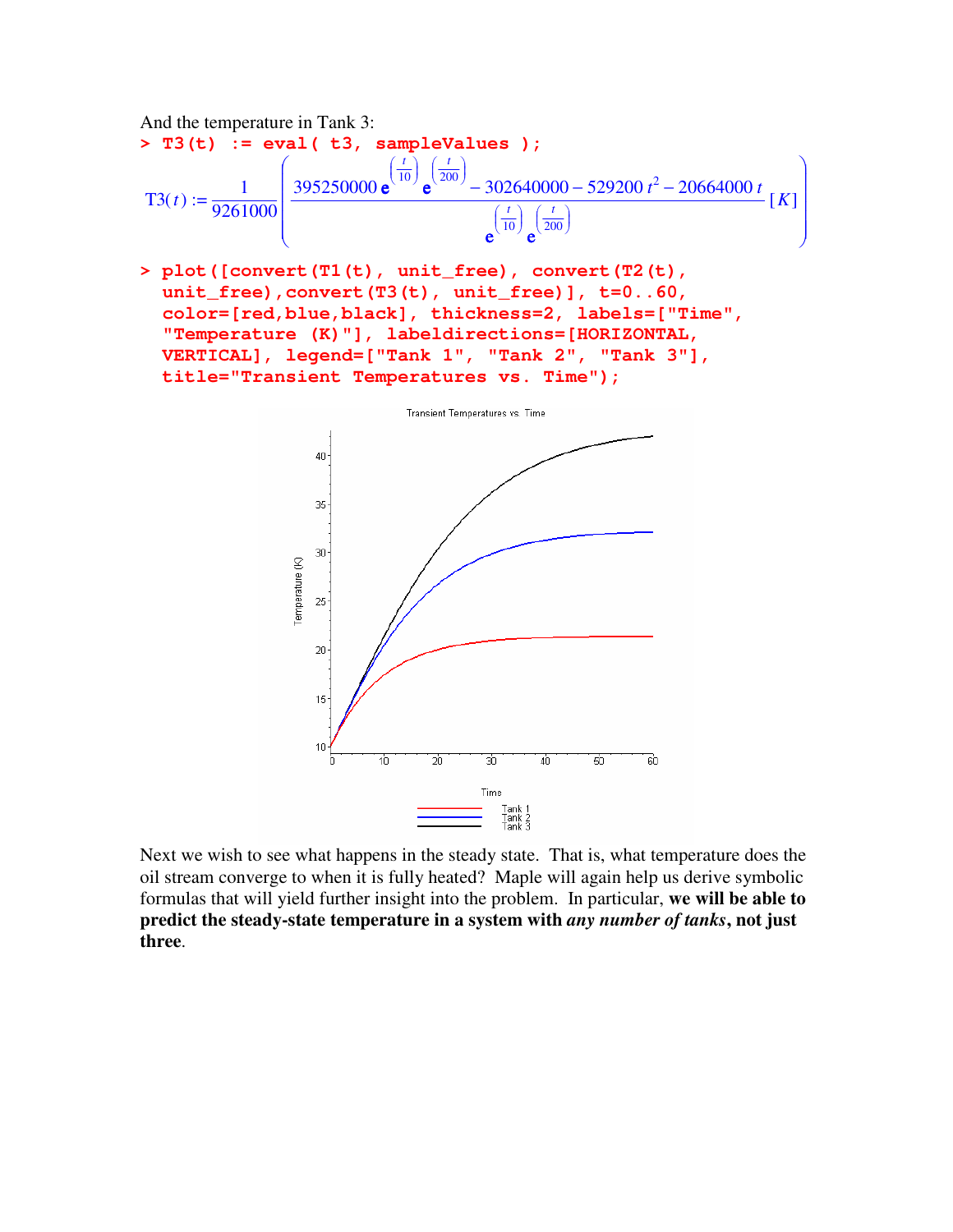And the temperature in Tank 3:

```
> T3(t) := eval( t3, sampleValues );
```

$$T3(t) := \frac{1}{9261000}\left(\frac{395250000\, e^{\left(\frac{t}{10}\right)}\, e^{\left(\frac{t}{200}\right)} - 302640000 - 529200\, t^2 - 20664000\, t}{e^{\left(\frac{t}{10}\right)}\, e^{\left(\frac{t}{200}\right)}}\,[K]\right)$$

```
> plot([convert(T1(t), unit_free), convert(T2(t),
  unit_free),convert(T3(t), unit_free)], t=0..60,
  color=[red,blue,black], thickness=2, labels=["Time",
  "Temperature (K)"], labeldirections=[HORIZONTAL,
  VERTICAL], legend=["Tank 1", "Tank 2", "Tank 3"],
  title="Transient Temperatures vs. Time");
```

Next we wish to see what happens in the steady state. That is, what temperature does the oil stream converge to when it is fully heated? Maple will again help us derive symbolic formulas that will yield further insight into the problem. In particular, **we will be able to predict the steady-state temperature in a system with *any number of tanks*, not just three**.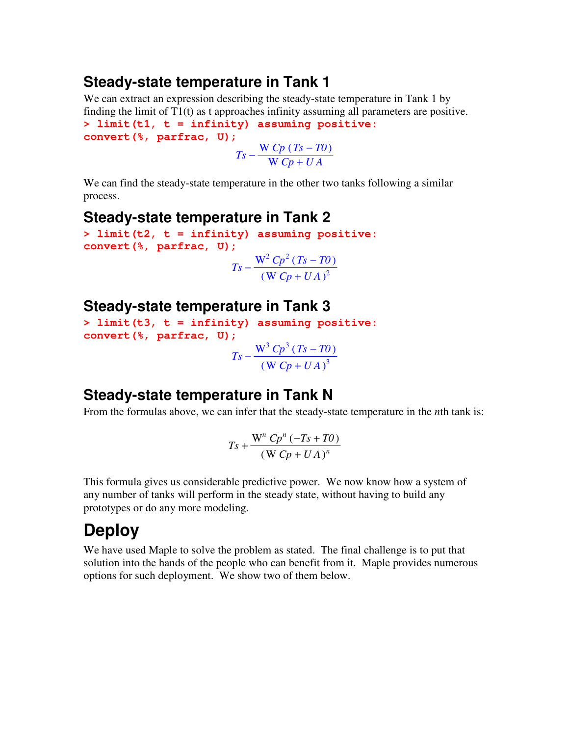## Steady-state temperature in Tank 1

We can extract an expression describing the steady-state temperature in Tank 1 by finding the limit of T1(t) as t approaches infinity assuming all parameters are positive.

```
> limit(t1, t = infinity) assuming positive:
convert(%, parfrac, U);
```

$$Ts - \frac{W\, Cp\, (Ts - T0)}{W\, Cp + U\, A}$$

We can find the steady-state temperature in the other two tanks following a similar process.

## Steady-state temperature in Tank 2

```
> limit(t2, t = infinity) assuming positive:
convert(%, parfrac, U);
```

$$Ts - \frac{W^2\, Cp^2\, (Ts - T0)}{(W\, Cp + U\, A)^2}$$

## Steady-state temperature in Tank 3

```
> limit(t3, t = infinity) assuming positive:
convert(%, parfrac, U);
```

$$Ts - \frac{W^3\, Cp^3\, (Ts - T0)}{(W\, Cp + U\, A)^3}$$

## Steady-state temperature in Tank N

From the formulas above, we can infer that the steady-state temperature in the *n*th tank is:

$$Ts + \frac{W^n\, Cp^n\, (-Ts + T0)}{(W\, Cp + U\, A)^n}$$

This formula gives us considerable predictive power. We now know how a system of any number of tanks will perform in the steady state, without having to build any prototypes or do any more modeling.

# Deploy

We have used Maple to solve the problem as stated. The final challenge is to put that solution into the hands of the people who can benefit from it. Maple provides numerous options for such deployment. We show two of them below.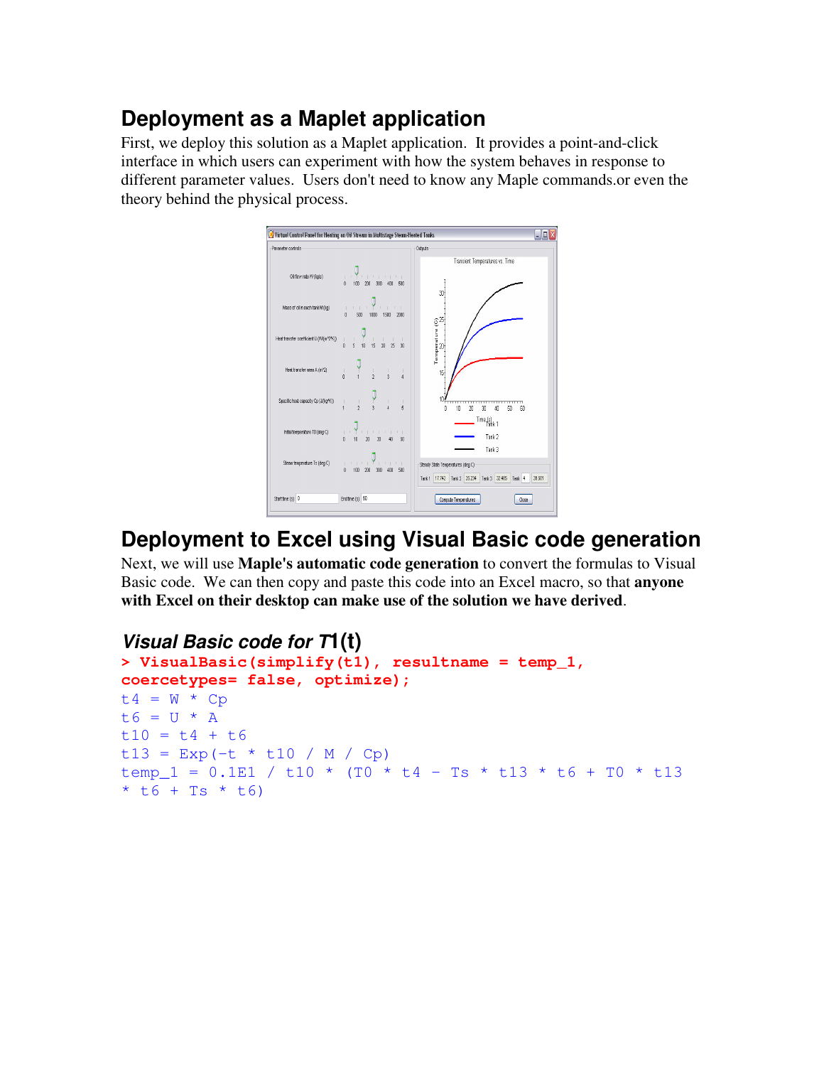## Deployment as a Maplet application

First, we deploy this solution as a Maplet application. It provides a point-and-click interface in which users can experiment with how the system behaves in response to different parameter values. Users don't need to know any Maple commands.or even the theory behind the physical process.

## Deployment to Excel using Visual Basic code generation

Next, we will use **Maple's automatic code generation** to convert the formulas to Visual Basic code. We can then copy and paste this code into an Excel macro, so that **anyone with Excel on their desktop can make use of the solution we have derived**.

### *Visual Basic code for T1(t)*

```
> VisualBasic(simplify(t1), resultname = temp_1,
coercetypes= false, optimize);
t4 = W * Cp
t6 = U * A
t10 = t4 + t6
t13 = Exp(-t * t10 / M / Cp)
temp_1 = 0.1E1 / t10 * (T0 * t4 - Ts * t13 * t6 + T0 * t13
* t6 + Ts * t6)
```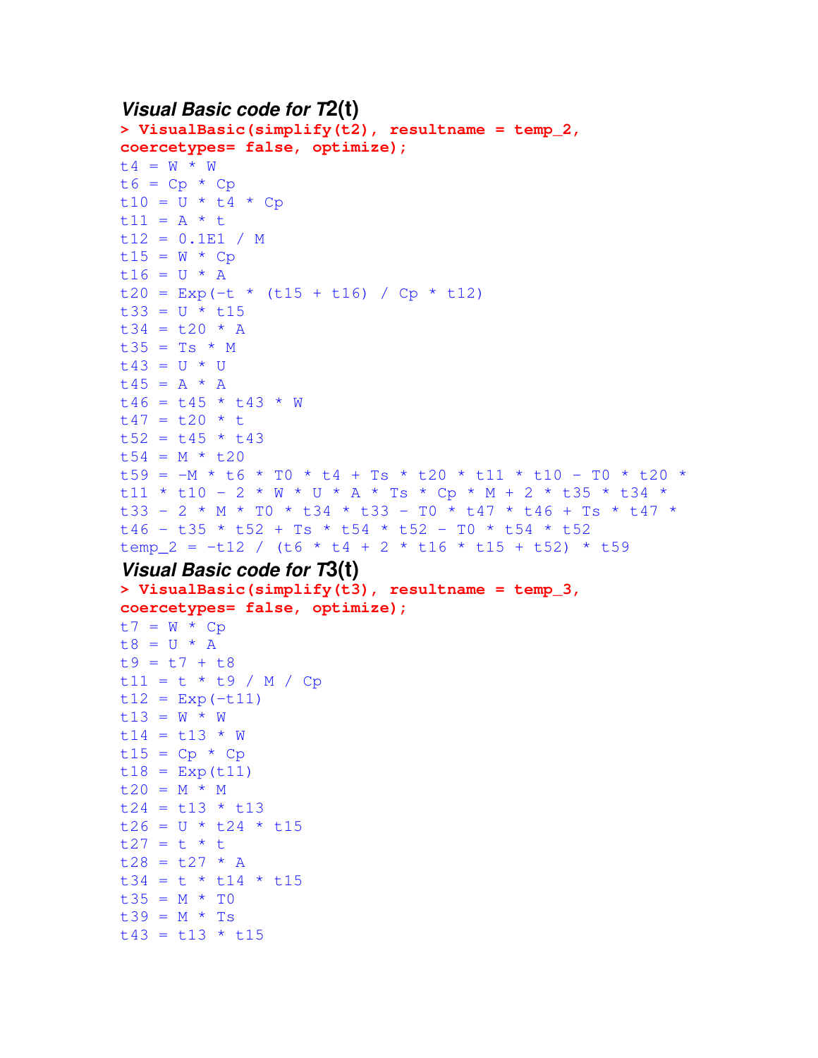### *Visual Basic code for T2(t)*

```
> VisualBasic(simplify(t2), resultname = temp_2,
coercetypes= false, optimize);
t4 = W * W
t6 = Cp * Cp
t10 = U * t4 * Cp
t11 = A * t
t12 = 0.1E1 / M
t15 = W * Cp
t16 = U * A
t20 = Exp(-t * (t15 + t16) / Cp * t12)
t33 = U * t15
t34 = t20 * A
t35 = Ts * M
t43 = U * U
t45 = A * A
t46 = t45 * t43 * W
t47 = t20 * t
t52 = t45 * t43
t54 = M * t20
t59 = -M * t6 * T0 * t4 + Ts * t20 * t11 * t10 - T0 * t20 *
t11 * t10 - 2 * W * U * A * Ts * Cp * M + 2 * t35 * t34 *
t33 - 2 * M * T0 * t34 * t33 - T0 * t47 * t46 + Ts * t47 *
t46 - t35 * t52 + Ts * t54 * t52 - T0 * t54 * t52
temp_2 = -t12 / (t6 * t4 + 2 * t16 * t15 + t52) * t59
```

### *Visual Basic code for T3(t)*

```
> VisualBasic(simplify(t3), resultname = temp_3,
coercetypes= false, optimize);
t7 = W * Cp
t8 = U * A
t9 = t7 + t8
t11 = t * t9 / M / Cp
t12 = Exp(-t11)
t13 = W * W
t14 = t13 * W
t15 = Cp * Cp
t18 = Exp(t11)
t20 = M * M
t24 = t13 * t13
t26 = U * t24 * t15
t27 = t * t
t28 = t27 * A
t34 = t * t14 * t15
t35 = M * T0
t39 = M * Ts
t43 = t13 * t15
```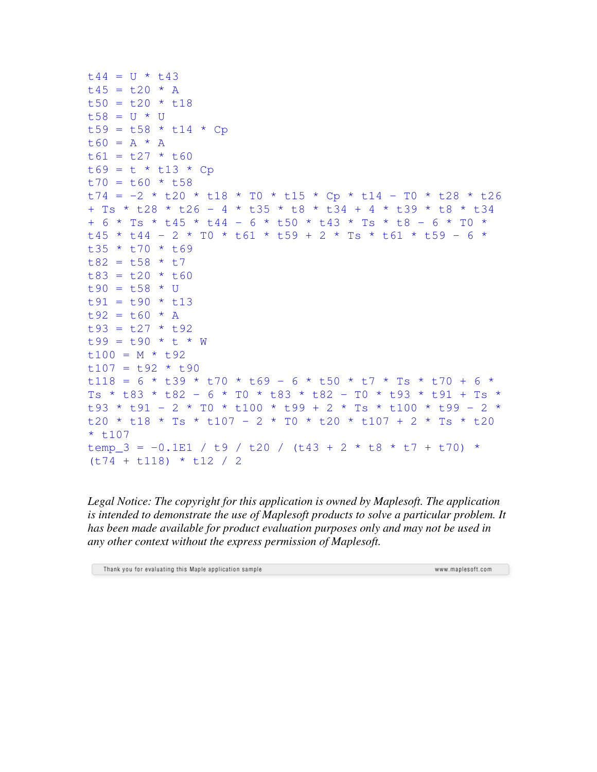```
t44 = U * t43
t45 = t20 * A
t50 = t20 * t18
t58 = U * U
t59 = t58 * t14 * Cp
t60 = A * A
t61 = t27 * t60
t69 = t * t13 * Cp
t70 = t60 * t58
t74 = -2 * t20 * t18 * T0 * t15 * Cp * t14 - T0 * t28 * t26
+ Ts * t28 * t26 - 4 * t35 * t8 * t34 + 4 * t39 * t8 * t34
+ 6 * Ts * t45 * t44 - 6 * t50 * t43 * Ts * t8 - 6 * T0 *
t45 * t44 - 2 * T0 * t61 * t59 + 2 * Ts * t61 * t59 - 6 *
t35 * t70 * t69
t82 = t58 * t7
t83 = t20 * t60
t90 = t58 * U
t91 = t90 * t13
t92 = t60 * A
t93 = t27 * t92
t99 = t90 * t * W
t100 = M * t92
t107 = t92 * t90
t118 = 6 * t39 * t70 * t69 - 6 * t50 * t7 * Ts * t70 + 6 *
Ts * t83 * t82 - 6 * T0 * t83 * t82 - T0 * t93 * t91 + Ts *
t93 * t91 - 2 * T0 * t100 * t99 + 2 * Ts * t100 * t99 - 2 *
t20 * t18 * Ts * t107 - 2 * T0 * t20 * t107 + 2 * Ts * t20
* t107
temp_3 = -0.1E1 / t9 / t20 / (t43 + 2 * t8 * t7 + t70) *
(t74 + t118) * t12 / 2
```

*Legal Notice: The copyright for this application is owned by Maplesoft. The application is intended to demonstrate the use of Maplesoft products to solve a particular problem. It has been made available for product evaluation purposes only and may not be used in any other context without the express permission of Maplesoft.*